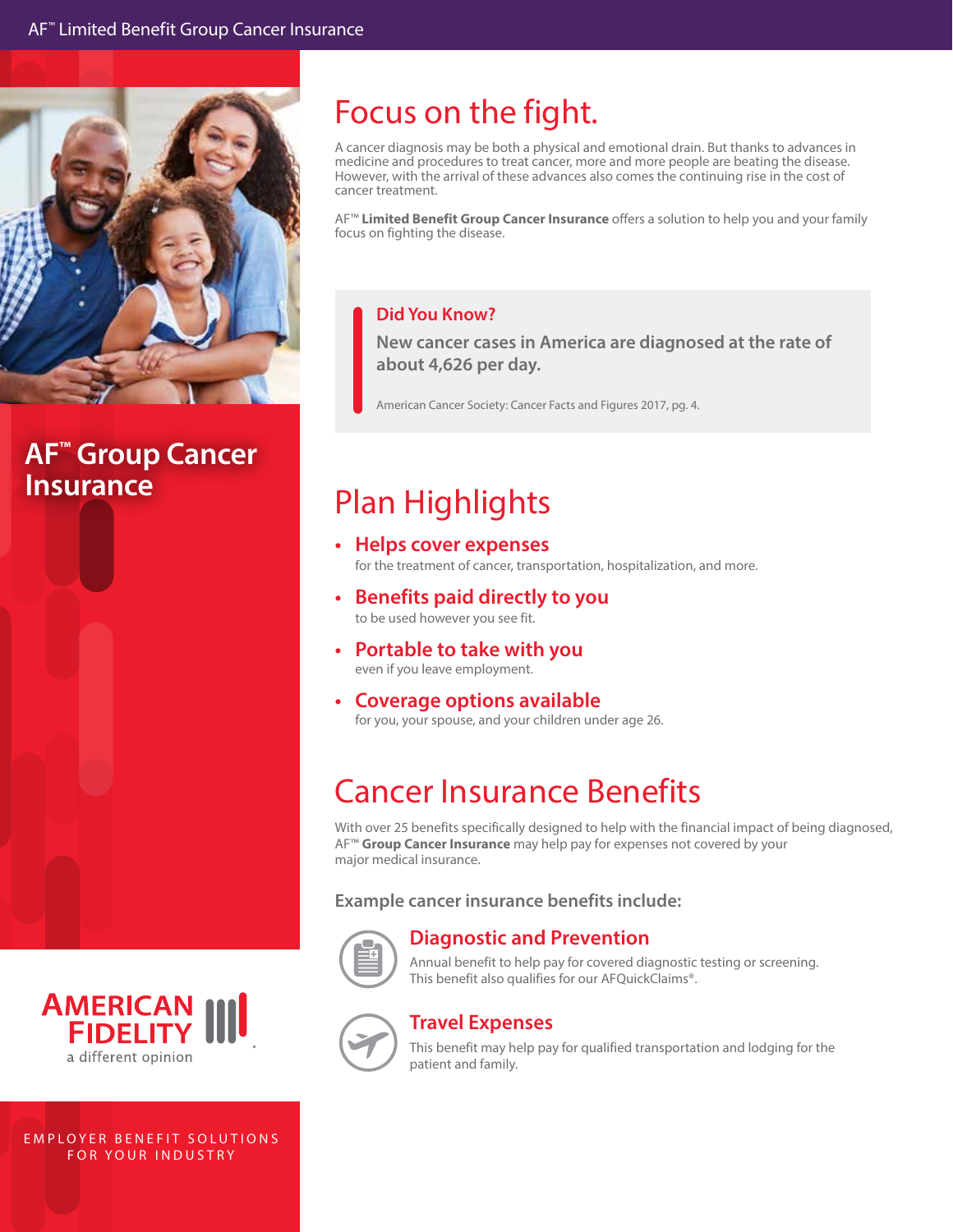# AF™ Group Cancer Insurance

AMERICAN FIDELITY
a different opinion

EMPLOYER BENEFIT SOLUTIONS FOR YOUR INDUSTRY

## Focus on the fight.

A cancer diagnosis may be both a physical and emotional drain. But thanks to advances in medicine and procedures to treat cancer, more and more people are beating the disease. However, with the arrival of these advances also comes the continuing rise in the cost of cancer treatment.

AF™ **Limited Benefit Group Cancer Insurance** offers a solution to help you and your family focus on fighting the disease.

> **Did You Know?**
>
> New cancer cases in America are diagnosed at the rate of about 4,626 per day.
>
> American Cancer Society: Cancer Facts and Figures 2017, pg. 4.

## Plan Highlights

- **Helps cover expenses** for the treatment of cancer, transportation, hospitalization, and more.
- **Benefits paid directly to you** to be used however you see fit.
- **Portable to take with you** even if you leave employment.
- **Coverage options available** for you, your spouse, and your children under age 26.

## Cancer Insurance Benefits

With over 25 benefits specifically designed to help with the financial impact of being diagnosed, AF™ **Group Cancer Insurance** may help pay for expenses not covered by your major medical insurance.

### Example cancer insurance benefits include:

**Diagnostic and Prevention**
Annual benefit to help pay for covered diagnostic testing or screening. This benefit also qualifies for our AFQuickClaims®.

**Travel Expenses**
This benefit may help pay for qualified transportation and lodging for the patient and family.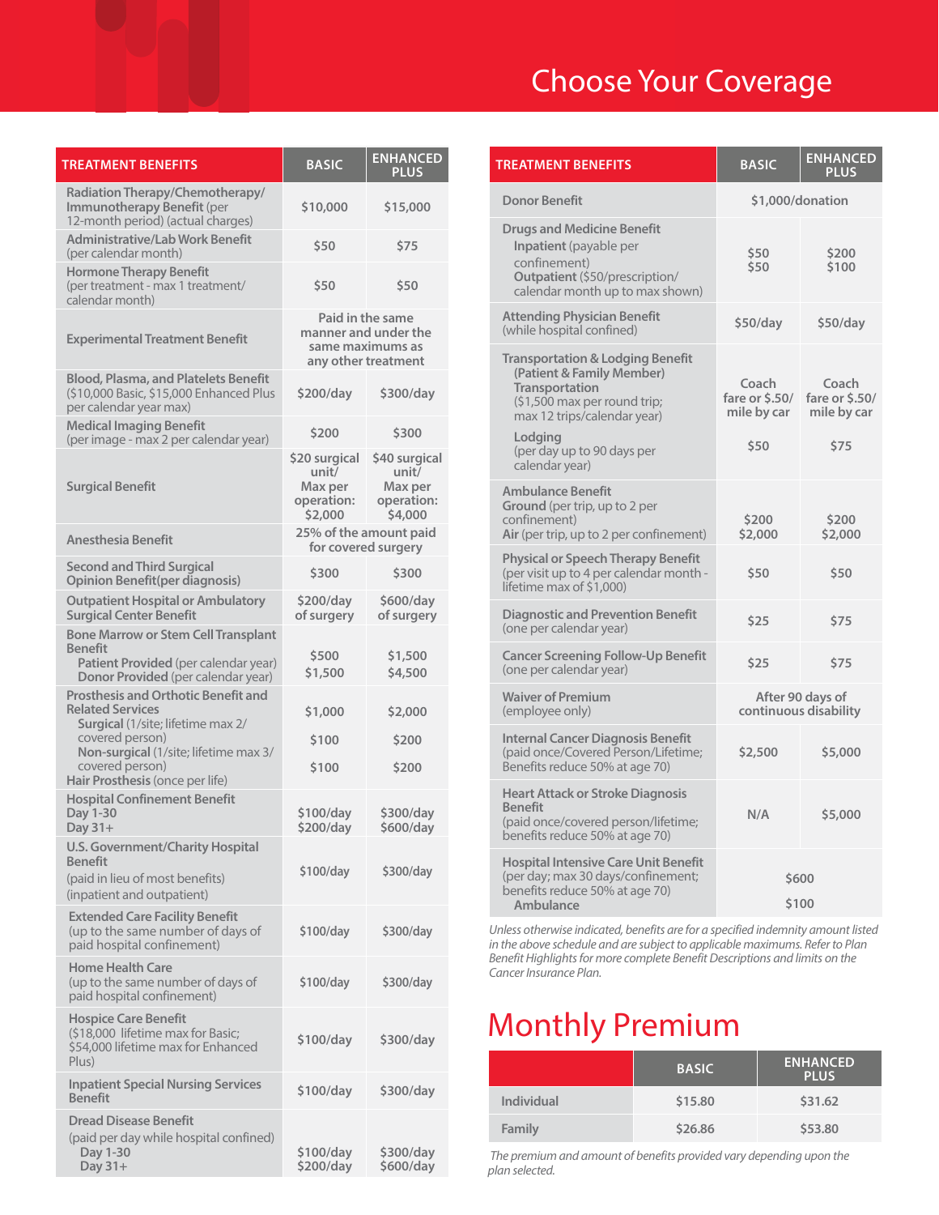# Choose Your Coverage

| TREATMENT BENEFITS | BASIC | ENHANCED PLUS |
|---|---|---|
| **Radiation Therapy/Chemotherapy/ Immunotherapy Benefit** (per 12-month period) (actual charges) | $10,000 | $15,000 |
| **Administrative/Lab Work Benefit** (per calendar month) | $50 | $75 |
| **Hormone Therapy Benefit** (per treatment - max 1 treatment/ calendar month) | $50 | $50 |
| **Experimental Treatment Benefit** | Paid in the same manner and under the same maximums as any other treatment | |
| **Blood, Plasma, and Platelets Benefit** ($10,000 Basic, $15,000 Enhanced Plus per calendar year max) | $200/day | $300/day |
| **Medical Imaging Benefit** (per image - max 2 per calendar year) | $200 | $300 |
| **Surgical Benefit** | $20 surgical unit/ Max per operation: $2,000 | $40 surgical unit/ Max per operation: $4,000 |
| **Anesthesia Benefit** | 25% of the amount paid for covered surgery | |
| **Second and Third Surgical Opinion Benefit**(per diagnosis) | $300 | $300 |
| **Outpatient Hospital or Ambulatory Surgical Center Benefit** | $200/day of surgery | $600/day of surgery |
| **Bone Marrow or Stem Cell Transplant Benefit** **Patient Provided** (per calendar year) **Donor Provided** (per calendar year) | $500 $1,500 | $1,500 $4,500 |
| **Prosthesis and Orthotic Benefit and Related Services** **Surgical** (1/site; lifetime max 2/ covered person) **Non-surgical** (1/site; lifetime max 3/ covered person) **Hair Prosthesis** (once per life) | $1,000 $100 $100 | $2,000 $200 $200 |
| **Hospital Confinement Benefit** Day 1-30 Day 31+ | $100/day $200/day | $300/day $600/day |
| **U.S. Government/Charity Hospital Benefit** (paid in lieu of most benefits) (inpatient and outpatient) | $100/day | $300/day |
| **Extended Care Facility Benefit** (up to the same number of days of paid hospital confinement) | $100/day | $300/day |
| **Home Health Care** (up to the same number of days of paid hospital confinement) | $100/day | $300/day |
| **Hospice Care Benefit** ($18,000 lifetime max for Basic; $54,000 lifetime max for Enhanced Plus) | $100/day | $300/day |
| **Inpatient Special Nursing Services Benefit** | $100/day | $300/day |
| **Dread Disease Benefit** (paid per day while hospital confined) Day 1-30 Day 31+ | $100/day $200/day | $300/day $600/day |
| **Donor Benefit** | $1,000/donation | |
| **Drugs and Medicine Benefit** **Inpatient** (payable per confinement) **Outpatient** ($50/prescription/ calendar month up to max shown) | $50 $50 | $200 $100 |
| **Attending Physician Benefit** (while hospital confined) | $50/day | $50/day |
| **Transportation & Lodging Benefit (Patient & Family Member)** **Transportation** ($1,500 max per round trip; max 12 trips/calendar year) **Lodging** (per day up to 90 days per calendar year) | Coach fare or $.50/ mile by car $50 | Coach fare or $.50/ mile by car $75 |
| **Ambulance Benefit** **Ground** (per trip, up to 2 per confinement) **Air** (per trip, up to 2 per confinement) | $200 $2,000 | $200 $2,000 |
| **Physical or Speech Therapy Benefit** (per visit up to 4 per calendar month - lifetime max of $1,000) | $50 | $50 |
| **Diagnostic and Prevention Benefit** (one per calendar year) | $25 | $75 |
| **Cancer Screening Follow-Up Benefit** (one per calendar year) | $25 | $75 |
| **Waiver of Premium** (employee only) | After 90 days of continuous disability | |
| **Internal Cancer Diagnosis Benefit** (paid once/Covered Person/Lifetime; Benefits reduce 50% at age 70) | $2,500 | $5,000 |
| **Heart Attack or Stroke Diagnosis Benefit** (paid once/covered person/lifetime; benefits reduce 50% at age 70) | N/A | $5,000 |
| **Hospital Intensive Care Unit Benefit** (per day; max 30 days/confinement; benefits reduce 50% at age 70) **Ambulance** | $600 $100 | |

*Unless otherwise indicated, benefits are for a specified indemnity amount listed in the above schedule and are subject to applicable maximums. Refer to Plan Benefit Highlights for more complete Benefit Descriptions and limits on the Cancer Insurance Plan.*

# Monthly Premium

| | BASIC | ENHANCED PLUS |
|---|---|---|
| **Individual** | $15.80 | $31.62 |
| **Family** | $26.86 | $53.80 |

*The premium and amount of benefits provided vary depending upon the plan selected.*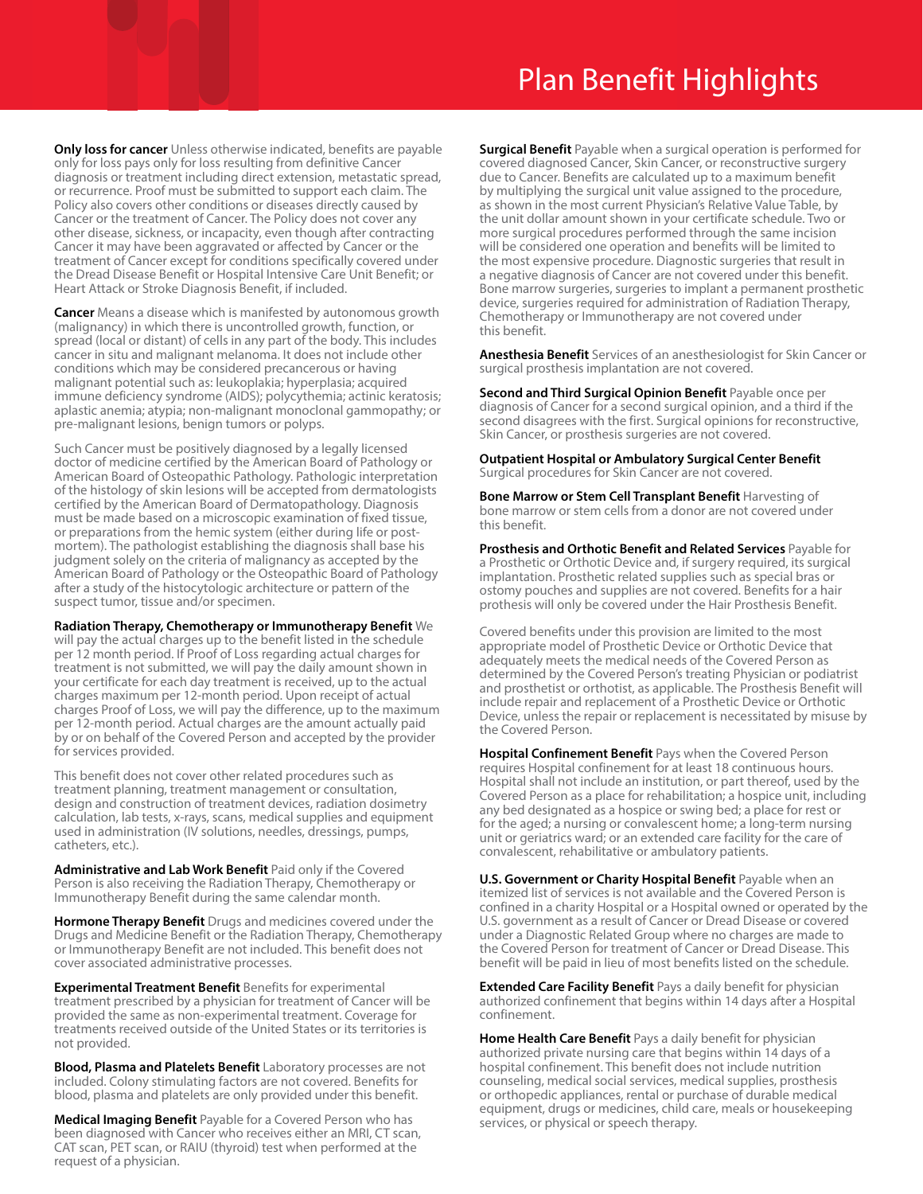# Plan Benefit Highlights

**Only loss for cancer** Unless otherwise indicated, benefits are payable only for loss pays only for loss resulting from definitive Cancer diagnosis or treatment including direct extension, metastatic spread, or recurrence. Proof must be submitted to support each claim. The Policy also covers other conditions or diseases directly caused by Cancer or the treatment of Cancer. The Policy does not cover any other disease, sickness, or incapacity, even though after contracting Cancer it may have been aggravated or affected by Cancer or the treatment of Cancer except for conditions specifically covered under the Dread Disease Benefit or Hospital Intensive Care Unit Benefit; or Heart Attack or Stroke Diagnosis Benefit, if included.

**Cancer** Means a disease which is manifested by autonomous growth (malignancy) in which there is uncontrolled growth, function, or spread (local or distant) of cells in any part of the body. This includes cancer in situ and malignant melanoma. It does not include other conditions which may be considered precancerous or having malignant potential such as: leukoplakia; hyperplasia; acquired immune deficiency syndrome (AIDS); polycythemia; actinic keratosis; aplastic anemia; atypia; non-malignant monoclonal gammopathy; or pre-malignant lesions, benign tumors or polyps.

Such Cancer must be positively diagnosed by a legally licensed doctor of medicine certified by the American Board of Pathology or American Board of Osteopathic Pathology. Pathologic interpretation of the histology of skin lesions will be accepted from dermatologists certified by the American Board of Dermatopathology. Diagnosis must be made based on a microscopic examination of fixed tissue, or preparations from the hemic system (either during life or post-mortem). The pathologist establishing the diagnosis shall base his judgment solely on the criteria of malignancy as accepted by the American Board of Pathology or the Osteopathic Board of Pathology after a study of the histocytologic architecture or pattern of the suspect tumor, tissue and/or specimen.

**Radiation Therapy, Chemotherapy or Immunotherapy Benefit** We will pay the actual charges up to the benefit listed in the schedule per 12 month period. If Proof of Loss regarding actual charges for treatment is not submitted, we will pay the daily amount shown in your certificate for each day treatment is received, up to the actual charges maximum per 12-month period. Upon receipt of actual charges Proof of Loss, we will pay the difference, up to the maximum per 12-month period. Actual charges are the amount actually paid by or on behalf of the Covered Person and accepted by the provider for services provided.

This benefit does not cover other related procedures such as treatment planning, treatment management or consultation, design and construction of treatment devices, radiation dosimetry calculation, lab tests, x-rays, scans, medical supplies and equipment used in administration (IV solutions, needles, dressings, pumps, catheters, etc.).

**Administrative and Lab Work Benefit** Paid only if the Covered Person is also receiving the Radiation Therapy, Chemotherapy or Immunotherapy Benefit during the same calendar month.

**Hormone Therapy Benefit** Drugs and medicines covered under the Drugs and Medicine Benefit or the Radiation Therapy, Chemotherapy or Immunotherapy Benefit are not included. This benefit does not cover associated administrative processes.

**Experimental Treatment Benefit** Benefits for experimental treatment prescribed by a physician for treatment of Cancer will be provided the same as non-experimental treatment. Coverage for treatments received outside of the United States or its territories is not provided.

**Blood, Plasma and Platelets Benefit** Laboratory processes are not included. Colony stimulating factors are not covered. Benefits for blood, plasma and platelets are only provided under this benefit.

**Medical Imaging Benefit** Payable for a Covered Person who has been diagnosed with Cancer who receives either an MRI, CT scan, CAT scan, PET scan, or RAIU (thyroid) test when performed at the request of a physician.

**Surgical Benefit** Payable when a surgical operation is performed for covered diagnosed Cancer, Skin Cancer, or reconstructive surgery due to Cancer. Benefits are calculated up to a maximum benefit by multiplying the surgical unit value assigned to the procedure, as shown in the most current Physician's Relative Value Table, by the unit dollar amount shown in your certificate schedule. Two or more surgical procedures performed through the same incision will be considered one operation and benefits will be limited to the most expensive procedure. Diagnostic surgeries that result in a negative diagnosis of Cancer are not covered under this benefit. Bone marrow surgeries, surgeries to implant a permanent prosthetic device, surgeries required for administration of Radiation Therapy, Chemotherapy or Immunotherapy are not covered under this benefit.

**Anesthesia Benefit** Services of an anesthesiologist for Skin Cancer or surgical prosthesis implantation are not covered.

**Second and Third Surgical Opinion Benefit** Payable once per diagnosis of Cancer for a second surgical opinion, and a third if the second disagrees with the first. Surgical opinions for reconstructive, Skin Cancer, or prosthesis surgeries are not covered.

**Outpatient Hospital or Ambulatory Surgical Center Benefit** Surgical procedures for Skin Cancer are not covered.

**Bone Marrow or Stem Cell Transplant Benefit** Harvesting of bone marrow or stem cells from a donor are not covered under this benefit.

**Prosthesis and Orthotic Benefit and Related Services** Payable for a Prosthetic or Orthotic Device and, if surgery required, its surgical implantation. Prosthetic related supplies such as special bras or ostomy pouches and supplies are not covered. Benefits for a hair prosthesis will only be covered under the Hair Prosthesis Benefit.

Covered benefits under this provision are limited to the most appropriate model of Prosthetic Device or Orthotic Device that adequately meets the medical needs of the Covered Person as determined by the Covered Person's treating Physician or podiatrist and prosthetist or orthotist, as applicable. The Prosthesis Benefit will include repair and replacement of a Prosthetic Device or Orthotic Device, unless the repair or replacement is necessitated by misuse by the Covered Person.

**Hospital Confinement Benefit** Pays when the Covered Person requires Hospital confinement for at least 18 continuous hours. Hospital shall not include an institution, or part thereof, used by the Covered Person as a place for rehabilitation; a hospice unit, including any bed designated as a hospice or swing bed; a place for rest or for the aged; a nursing or convalescent home; a long-term nursing unit or geriatrics ward; or an extended care facility for the care of convalescent, rehabilitative or ambulatory patients.

**U.S. Government or Charity Hospital Benefit** Payable when an itemized list of services is not available and the Covered Person is confined in a charity Hospital or a Hospital owned or operated by the U.S. government as a result of Cancer or Dread Disease or covered under a Diagnostic Related Group where no charges are made to the Covered Person for treatment of Cancer or Dread Disease. This benefit will be paid in lieu of most benefits listed on the schedule.

**Extended Care Facility Benefit** Pays a daily benefit for physician authorized confinement that begins within 14 days after a Hospital confinement.

**Home Health Care Benefit** Pays a daily benefit for physician authorized private nursing care that begins within 14 days of a hospital confinement. This benefit does not include nutrition counseling, medical social services, medical supplies, prosthesis or orthopedic appliances, rental or purchase of durable medical equipment, drugs or medicines, child care, meals or housekeeping services, or physical or speech therapy.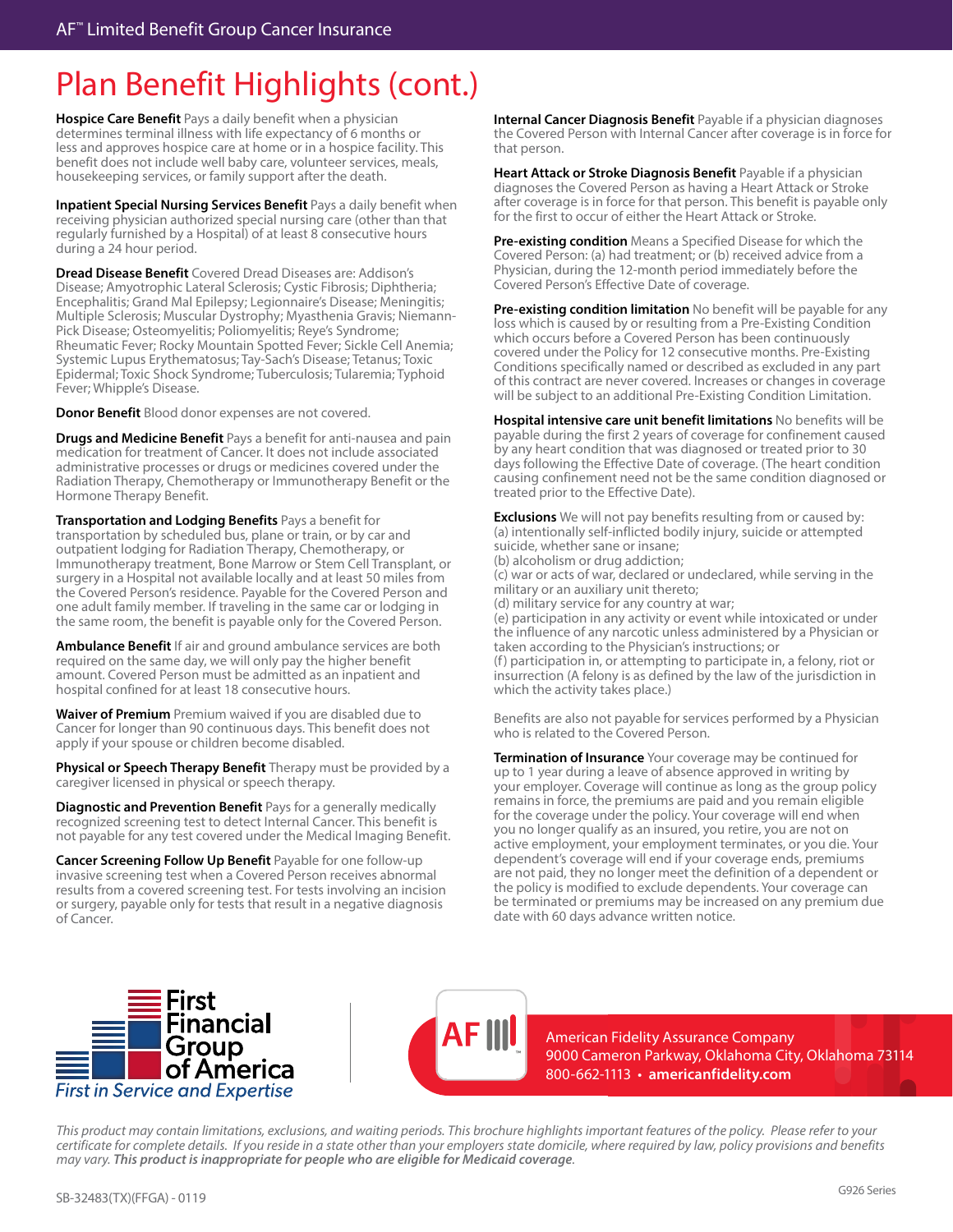# Plan Benefit Highlights (cont.)

**Hospice Care Benefit** Pays a daily benefit when a physician determines terminal illness with life expectancy of 6 months or less and approves hospice care at home or in a hospice facility. This benefit does not include well baby care, volunteer services, meals, housekeeping services, or family support after the death.

**Inpatient Special Nursing Services Benefit** Pays a daily benefit when receiving physician authorized special nursing care (other than that regularly furnished by a Hospital) of at least 8 consecutive hours during a 24 hour period.

**Dread Disease Benefit** Covered Dread Diseases are: Addison's Disease; Amyotrophic Lateral Sclerosis; Cystic Fibrosis; Diphtheria; Encephalitis; Grand Mal Epilepsy; Legionnaire's Disease; Meningitis; Multiple Sclerosis; Muscular Dystrophy; Myasthenia Gravis; Niemann-Pick Disease; Osteomyelitis; Poliomyelitis; Reye's Syndrome; Rheumatic Fever; Rocky Mountain Spotted Fever; Sickle Cell Anemia; Systemic Lupus Erythematosus; Tay-Sach's Disease; Tetanus; Toxic Epidermal; Toxic Shock Syndrome; Tuberculosis; Tularemia; Typhoid Fever; Whipple's Disease.

**Donor Benefit** Blood donor expenses are not covered.

**Drugs and Medicine Benefit** Pays a benefit for anti-nausea and pain medication for treatment of Cancer. It does not include associated administrative processes or drugs or medicines covered under the Radiation Therapy, Chemotherapy or Immunotherapy Benefit or the Hormone Therapy Benefit.

**Transportation and Lodging Benefits** Pays a benefit for transportation by scheduled bus, plane or train, or by car and outpatient lodging for Radiation Therapy, Chemotherapy, or Immunotherapy treatment, Bone Marrow or Stem Cell Transplant, or surgery in a Hospital not available locally and at least 50 miles from the Covered Person's residence. Payable for the Covered Person and one adult family member. If traveling in the same car or lodging in the same room, the benefit is payable only for the Covered Person.

**Ambulance Benefit** If air and ground ambulance services are both required on the same day, we will only pay the higher benefit amount. Covered Person must be admitted as an inpatient and hospital confined for at least 18 consecutive hours.

**Waiver of Premium** Premium waived if you are disabled due to Cancer for longer than 90 continuous days. This benefit does not apply if your spouse or children become disabled.

**Physical or Speech Therapy Benefit** Therapy must be provided by a caregiver licensed in physical or speech therapy.

**Diagnostic and Prevention Benefit** Pays for a generally medically recognized screening test to detect Internal Cancer. This benefit is not payable for any test covered under the Medical Imaging Benefit.

**Cancer Screening Follow Up Benefit** Payable for one follow-up invasive screening test when a Covered Person receives abnormal results from a covered screening test. For tests involving an incision or surgery, payable only for tests that result in a negative diagnosis of Cancer.

**Internal Cancer Diagnosis Benefit** Payable if a physician diagnoses the Covered Person with Internal Cancer after coverage is in force for that person.

**Heart Attack or Stroke Diagnosis Benefit** Payable if a physician diagnoses the Covered Person as having a Heart Attack or Stroke after coverage is in force for that person. This benefit is payable only for the first to occur of either the Heart Attack or Stroke.

**Pre-existing condition** Means a Specified Disease for which the Covered Person: (a) had treatment; or (b) received advice from a Physician, during the 12-month period immediately before the Covered Person's Effective Date of coverage.

**Pre-existing condition limitation** No benefit will be payable for any loss which is caused by or resulting from a Pre-Existing Condition which occurs before a Covered Person has been continuously covered under the Policy for 12 consecutive months. Pre-Existing Conditions specifically named or described as excluded in any part of this contract are never covered. Increases or changes in coverage will be subject to an additional Pre-Existing Condition Limitation.

**Hospital intensive care unit benefit limitations** No benefits will be payable during the first 2 years of coverage for confinement caused by any heart condition that was diagnosed or treated prior to 30 days following the Effective Date of coverage. (The heart condition causing confinement need not be the same condition diagnosed or treated prior to the Effective Date).

**Exclusions** We will not pay benefits resulting from or caused by:
(a) intentionally self-inflicted bodily injury, suicide or attempted suicide, whether sane or insane;
(b) alcoholism or drug addiction;
(c) war or acts of war, declared or undeclared, while serving in the military or an auxiliary unit thereto;
(d) military service for any country at war;
(e) participation in any activity or event while intoxicated or under the influence of any narcotic unless administered by a Physician or taken according to the Physician's instructions; or
(f) participation in, or attempting to participate in, a felony, riot or insurrection (A felony is as defined by the law of the jurisdiction in which the activity takes place.)

Benefits are also not payable for services performed by a Physician who is related to the Covered Person.

**Termination of Insurance** Your coverage may be continued for up to 1 year during a leave of absence approved in writing by your employer. Coverage will continue as long as the group policy remains in force, the premiums are paid and you remain eligible for the coverage under the policy. Your coverage will end when you no longer qualify as an insured, you retire, or you are not on active employment, your employment terminates, or you die. Your dependent's coverage will end if your coverage ends, premiums are not paid, they no longer meet the definition of a dependent or the policy is modified to exclude dependents. Your coverage can be terminated or premiums may be increased on any premium due date with 60 days advance written notice.

First Financial Group of America
*First in Service and Expertise*

American Fidelity Assurance Company
9000 Cameron Parkway, Oklahoma City, Oklahoma 73114
800-662-1113 • **americanfidelity.com**

*This product may contain limitations, exclusions, and waiting periods. This brochure highlights important features of the policy. Please refer to your certificate for complete details. If you reside in a state other than your employers state domicile, where required by law, policy provisions and benefits may vary.* ***This product is inappropriate for people who are eligible for Medicaid coverage.***

SB-32483(TX)(FFGA) - 0119

G926 Series